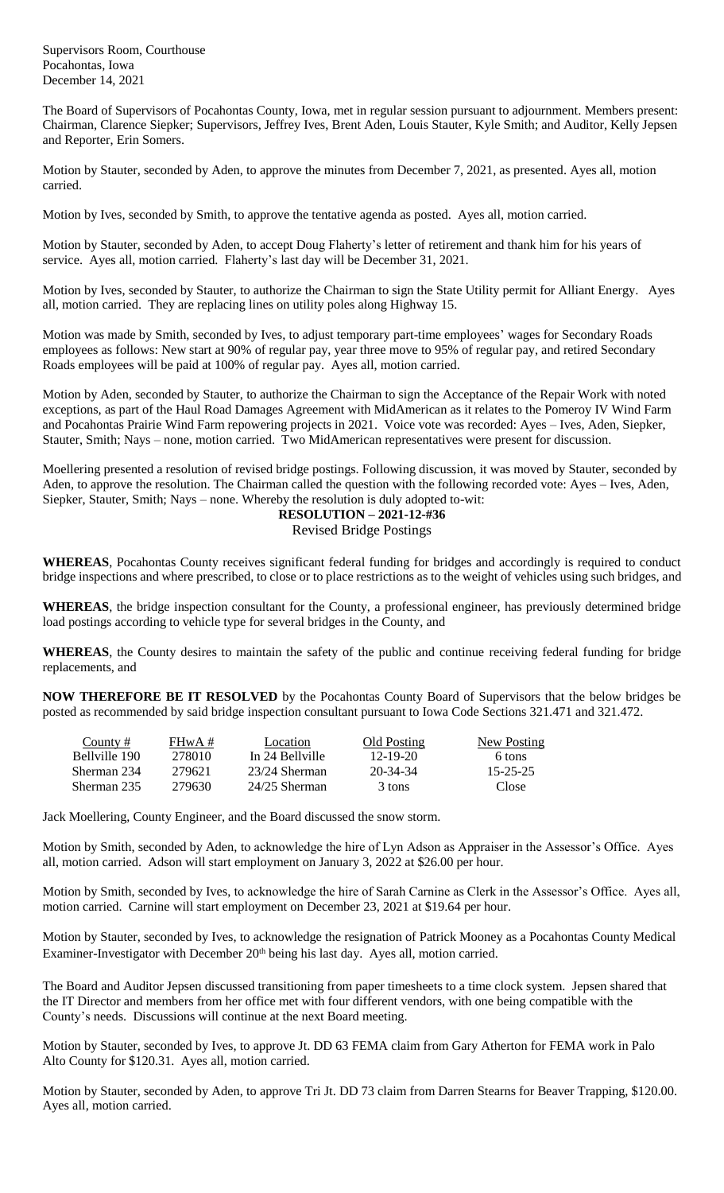Supervisors Room, Courthouse
Pocahontas, Iowa
December 14, 2021

The Board of Supervisors of Pocahontas County, Iowa, met in regular session pursuant to adjournment. Members present: Chairman, Clarence Siepker; Supervisors, Jeffrey Ives, Brent Aden, Louis Stauter, Kyle Smith; and Auditor, Kelly Jepsen and Reporter, Erin Somers.

Motion by Stauter, seconded by Aden, to approve the minutes from December 7, 2021, as presented. Ayes all, motion carried.

Motion by Ives, seconded by Smith, to approve the tentative agenda as posted. Ayes all, motion carried.

Motion by Stauter, seconded by Aden, to accept Doug Flaherty's letter of retirement and thank him for his years of service. Ayes all, motion carried. Flaherty's last day will be December 31, 2021.

Motion by Ives, seconded by Stauter, to authorize the Chairman to sign the State Utility permit for Alliant Energy. Ayes all, motion carried. They are replacing lines on utility poles along Highway 15.

Motion was made by Smith, seconded by Ives, to adjust temporary part-time employees' wages for Secondary Roads employees as follows: New start at 90% of regular pay, year three move to 95% of regular pay, and retired Secondary Roads employees will be paid at 100% of regular pay. Ayes all, motion carried.

Motion by Aden, seconded by Stauter, to authorize the Chairman to sign the Acceptance of the Repair Work with noted exceptions, as part of the Haul Road Damages Agreement with MidAmerican as it relates to the Pomeroy IV Wind Farm and Pocahontas Prairie Wind Farm repowering projects in 2021. Voice vote was recorded: Ayes – Ives, Aden, Siepker, Stauter, Smith; Nays – none, motion carried. Two MidAmerican representatives were present for discussion.

Moellering presented a resolution of revised bridge postings. Following discussion, it was moved by Stauter, seconded by Aden, to approve the resolution. The Chairman called the question with the following recorded vote: Ayes – Ives, Aden, Siepker, Stauter, Smith; Nays – none. Whereby the resolution is duly adopted to-wit:

**RESOLUTION – 2021-12-#36**
Revised Bridge Postings

**WHEREAS**, Pocahontas County receives significant federal funding for bridges and accordingly is required to conduct bridge inspections and where prescribed, to close or to place restrictions as to the weight of vehicles using such bridges, and

**WHEREAS**, the bridge inspection consultant for the County, a professional engineer, has previously determined bridge load postings according to vehicle type for several bridges in the County, and

**WHEREAS**, the County desires to maintain the safety of the public and continue receiving federal funding for bridge replacements, and

**NOW THEREFORE BE IT RESOLVED** by the Pocahontas County Board of Supervisors that the below bridges be posted as recommended by said bridge inspection consultant pursuant to Iowa Code Sections 321.471 and 321.472.

| County # | FHwA # | Location | Old Posting | New Posting |
|---|---|---|---|---|
| Bellville 190 | 278010 | In 24 Bellville | 12-19-20 | 6 tons |
| Sherman 234 | 279621 | 23/24 Sherman | 20-34-34 | 15-25-25 |
| Sherman 235 | 279630 | 24/25 Sherman | 3 tons | Close |

Jack Moellering, County Engineer, and the Board discussed the snow storm.

Motion by Smith, seconded by Aden, to acknowledge the hire of Lyn Adson as Appraiser in the Assessor's Office. Ayes all, motion carried. Adson will start employment on January 3, 2022 at $26.00 per hour.

Motion by Smith, seconded by Ives, to acknowledge the hire of Sarah Carnine as Clerk in the Assessor's Office. Ayes all, motion carried. Carnine will start employment on December 23, 2021 at $19.64 per hour.

Motion by Stauter, seconded by Ives, to acknowledge the resignation of Patrick Mooney as a Pocahontas County Medical Examiner-Investigator with December 20th being his last day. Ayes all, motion carried.

The Board and Auditor Jepsen discussed transitioning from paper timesheets to a time clock system. Jepsen shared that the IT Director and members from her office met with four different vendors, with one being compatible with the County's needs. Discussions will continue at the next Board meeting.

Motion by Stauter, seconded by Ives, to approve Jt. DD 63 FEMA claim from Gary Atherton for FEMA work in Palo Alto County for $120.31. Ayes all, motion carried.

Motion by Stauter, seconded by Aden, to approve Tri Jt. DD 73 claim from Darren Stearns for Beaver Trapping, $120.00. Ayes all, motion carried.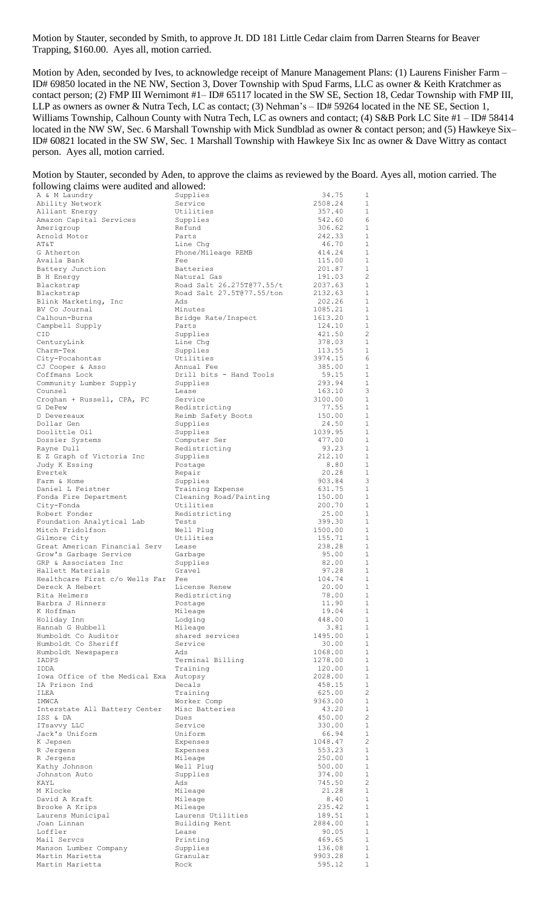Motion by Stauter, seconded by Smith, to approve Jt. DD 181 Little Cedar claim from Darren Stearns for Beaver Trapping, $160.00. Ayes all, motion carried.

Motion by Aden, seconded by Ives, to acknowledge receipt of Manure Management Plans: (1) Laurens Finisher Farm – ID# 69850 located in the NE NW, Section 3, Dover Township with Spud Farms, LLC as owner & Keith Kratchmer as contact person; (2) FMP III Wernimont #1– ID# 65117 located in the SW SE, Section 18, Cedar Township with FMP III, LLP as owners as owner & Nutra Tech, LC as contact; (3) Nehman's – ID# 59264 located in the NE SE, Section 1, Williams Township, Calhoun County with Nutra Tech, LC as owners and contact; (4) S&B Pork LC Site #1 – ID# 58414 located in the NW SW, Sec. 6 Marshall Township with Mick Sundblad as owner & contact person; and (5) Hawkeye Six– ID# 60821 located in the SW SW, Sec. 1 Marshall Township with Hawkeye Six Inc as owner & Dave Wittry as contact person. Ayes all, motion carried.

Motion by Stauter, seconded by Aden, to approve the claims as reviewed by the Board. Ayes all, motion carried. The following claims were audited and allowed:

| | | | |
|---|---|---|---|
| A & M Laundry | Supplies | 34.75 | 1 |
| Ability Network | Service | 2508.24 | 1 |
| Alliant Energy | Utilities | 357.40 | 1 |
| Amazon Capital Services | Supplies | 542.60 | 6 |
| Amerigroup | Refund | 306.62 | 1 |
| Arnold Motor | Parts | 242.33 | 1 |
| AT&T | Line Chg | 46.70 | 1 |
| G Atherton | Phone/Mileage REMB | 414.24 | 1 |
| Availa Bank | Fee | 115.00 | 1 |
| Battery Junction | Batteries | 201.87 | 1 |
| B H Energy | Natural Gas | 191.03 | 2 |
| Blackstrap | Road Salt 26.275T@77.55/t | 2037.63 | 1 |
| Blackstrap | Road Salt 27.5T@77.55/ton | 2132.63 | 1 |
| Blink Marketing, Inc | Ads | 202.26 | 1 |
| BV Co Journal | Minutes | 1085.21 | 1 |
| Calhoun-Burns | Bridge Rate/Inspect | 1613.20 | 1 |
| Campbell Supply | Parts | 124.10 | 1 |
| CID | Supplies | 421.50 | 2 |
| CenturyLink | Line Chg | 378.03 | 1 |
| Charm-Tex | Supplies | 113.55 | 1 |
| City-Pocahontas | Utilities | 3974.15 | 6 |
| CJ Cooper & Asso | Annual Fee | 385.00 | 1 |
| Coffmans Lock | Drill bits - Hand Tools | 59.15 | 1 |
| Community Lumber Supply | Supplies | 293.94 | 1 |
| Counsel | Lease | 163.10 | 3 |
| Croghan + Russell, CPA, PC | Service | 3100.00 | 1 |
| G DePew | Redistricting | 77.55 | 1 |
| D Devereaux | Reimb Safety Boots | 150.00 | 1 |
| Dollar Gen | Supplies | 24.50 | 1 |
| Doolittle Oil | Supplies | 1039.95 | 1 |
| Dossier Systems | Computer Ser | 477.00 | 1 |
| Rayne Dull | Redistricting | 93.23 | 1 |
| E Z Graph of Victoria Inc | Supplies | 212.10 | 1 |
| Judy K Essing | Postage | 8.80 | 1 |
| Evertek | Repair | 20.28 | 1 |
| Farm & Home | Supplies | 903.84 | 3 |
| Daniel L Feistner | Training Expense | 631.75 | 1 |
| Fonda Fire Department | Cleaning Road/Painting | 150.00 | 1 |
| City-Fonda | Utilities | 200.70 | 1 |
| Robert Fonder | Redistricting | 25.00 | 1 |
| Foundation Analytical Lab | Tests | 399.30 | 1 |
| Mitch Fridolfson | Well Plug | 1500.00 | 1 |
| Gilmore City | Utilities | 155.71 | 1 |
| Great American Financial Serv | Lease | 238.28 | 1 |
| Grow's Garbage Service | Garbage | 95.00 | 1 |
| GRP & Associates Inc | Supplies | 82.00 | 1 |
| Hallett Materials | Gravel | 97.28 | 1 |
| Healthcare First c/o Wells Far | Fee | 104.74 | 1 |
| Dereck A Hebert | License Renew | 20.00 | 1 |
| Rita Helmers | Redistricting | 78.00 | 1 |
| Barbra J Hinners | Postage | 11.90 | 1 |
| K Hoffman | Mileage | 19.04 | 1 |
| Holiday Inn | Lodging | 448.00 | 1 |
| Hannah G Hubbell | Mileage | 3.81 | 1 |
| Humboldt Co Auditor | shared services | 1495.00 | 1 |
| Humboldt Co Sheriff | Service | 30.00 | 1 |
| Humboldt Newspapers | Ads | 1068.00 | 1 |
| IADPS | Terminal Billing | 1278.00 | 1 |
| IDDA | Training | 120.00 | 1 |
| Iowa Office of the Medical Exa | Autopsy | 2028.00 | 1 |
| IA Prison Ind | Decals | 458.15 | 1 |
| ILEA | Training | 625.00 | 2 |
| IMWCA | Worker Comp | 9363.00 | 1 |
| Interstate All Battery Center | Misc Batteries | 43.20 | 1 |
| ISS & DA | Dues | 450.00 | 2 |
| ITsavvy LLC | Service | 330.00 | 1 |
| Jack's Uniform | Uniform | 66.94 | 1 |
| K Jepsen | Expenses | 1048.47 | 2 |
| R Jergens | Expenses | 553.23 | 1 |
| R Jergens | Mileage | 250.00 | 1 |
| Kathy Johnson | Well Plug | 500.00 | 1 |
| Johnston Auto | Supplies | 374.00 | 1 |
| KAYL | Ads | 745.50 | 2 |
| M Klocke | Mileage | 21.28 | 1 |
| David A Kraft | Mileage | 8.40 | 1 |
| Brooke A Krips | Mileage | 235.42 | 1 |
| Laurens Municipal | Laurens Utilities | 189.51 | 1 |
| Joan Linnan | Building Rent | 2884.00 | 1 |
| Loffler | Lease | 90.05 | 1 |
| Mail Servcs | Printing | 469.65 | 1 |
| Manson Lumber Company | Supplies | 136.08 | 1 |
| Martin Marietta | Granular | 9903.28 | 1 |
| Martin Marietta | Rock | 595.12 | 1 |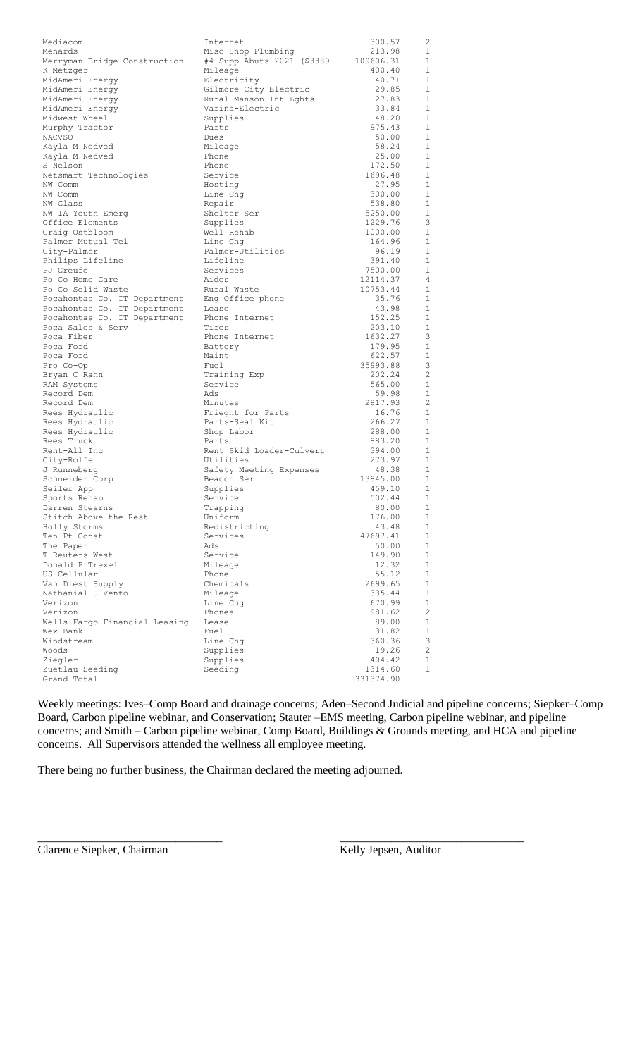| | | | |
|---|---|---|---|
| Mediacom | Internet | 300.57 | 2 |
| Menards | Misc Shop Plumbing | 213.98 | 1 |
| Merryman Bridge Construction | #4 Supp Abuts 2021 ($3389 | 109606.31 | 1 |
| K Metzger | Mileage | 400.40 | 1 |
| MidAmeri Energy | Electricity | 40.71 | 1 |
| MidAmeri Energy | Gilmore City-Electric | 29.85 | 1 |
| MidAmeri Energy | Rural Manson Int Lghts | 27.83 | 1 |
| MidAmeri Energy | Varina-Electric | 33.84 | 1 |
| Midwest Wheel | Supplies | 48.20 | 1 |
| Murphy Tractor | Parts | 975.43 | 1 |
| NACVSO | Dues | 50.00 | 1 |
| Kayla M Nedved | Mileage | 58.24 | 1 |
| Kayla M Nedved | Phone | 25.00 | 1 |
| S Nelson | Phone | 172.50 | 1 |
| Netsmart Technologies | Service | 1696.48 | 1 |
| NW Comm | Hosting | 27.95 | 1 |
| NW Comm | Line Chg | 300.00 | 1 |
| NW Glass | Repair | 538.80 | 1 |
| NW IA Youth Emerg | Shelter Ser | 5250.00 | 1 |
| Office Elements | Supplies | 1229.76 | 3 |
| Craig Ostbloom | Well Rehab | 1000.00 | 1 |
| Palmer Mutual Tel | Line Chg | 164.96 | 1 |
| City-Palmer | Palmer-Utilities | 96.19 | 1 |
| Philips Lifeline | Lifeline | 391.40 | 1 |
| PJ Greufe | Services | 7500.00 | 1 |
| Po Co Home Care | Aides | 12114.37 | 4 |
| Po Co Solid Waste | Rural Waste | 10753.44 | 1 |
| Pocahontas Co. IT Department | Eng Office phone | 35.76 | 1 |
| Pocahontas Co. IT Department | Lease | 43.98 | 1 |
| Pocahontas Co. IT Department | Phone Internet | 152.25 | 1 |
| Poca Sales & Serv | Tires | 203.10 | 1 |
| Poca Fiber | Phone Internet | 1632.27 | 3 |
| Poca Ford | Battery | 179.95 | 1 |
| Poca Ford | Maint | 622.57 | 1 |
| Pro Co-Op | Fuel | 35993.88 | 3 |
| Bryan C Rahn | Training Exp | 202.24 | 2 |
| RAM Systems | Service | 565.00 | 1 |
| Record Dem | Ads | 59.98 | 1 |
| Record Dem | Minutes | 2817.93 | 2 |
| Rees Hydraulic | Frieght for Parts | 16.76 | 1 |
| Rees Hydraulic | Parts-Seal Kit | 266.27 | 1 |
| Rees Hydraulic | Shop Labor | 288.00 | 1 |
| Rees Truck | Parts | 883.20 | 1 |
| Rent-All Inc | Rent Skid Loader-Culvert | 394.00 | 1 |
| City-Rolfe | Utilities | 273.97 | 1 |
| J Runneberg | Safety Meeting Expenses | 48.38 | 1 |
| Schneider Corp | Beacon Ser | 13845.00 | 1 |
| Seiler App | Supplies | 459.10 | 1 |
| Sports Rehab | Service | 502.44 | 1 |
| Darren Stearns | Trapping | 80.00 | 1 |
| Stitch Above the Rest | Uniform | 176.00 | 1 |
| Holly Storms | Redistricting | 43.48 | 1 |
| Ten Pt Const | Services | 47697.41 | 1 |
| The Paper | Ads | 50.00 | 1 |
| T Reuters-West | Service | 149.90 | 1 |
| Donald P Trexel | Mileage | 12.32 | 1 |
| US Cellular | Phone | 55.12 | 1 |
| Van Diest Supply | Chemicals | 2699.65 | 1 |
| Nathanial J Vento | Mileage | 335.44 | 1 |
| Verizon | Line Chg | 670.99 | 1 |
| Verizon | Phones | 981.62 | 2 |
| Wells Fargo Financial Leasing | Lease | 89.00 | 1 |
| Wex Bank | Fuel | 31.82 | 1 |
| Windstream | Line Chg | 360.36 | 3 |
| Woods | Supplies | 19.26 | 2 |
| Ziegler | Supplies | 404.42 | 1 |
| Zuetlau Seeding | Seeding | 1314.60 | 1 |
| Grand Total | | 331374.90 | |

Weekly meetings: Ives–Comp Board and drainage concerns; Aden–Second Judicial and pipeline concerns; Siepker–Comp Board, Carbon pipeline webinar, and Conservation; Stauter –EMS meeting, Carbon pipeline webinar, and pipeline concerns; and Smith – Carbon pipeline webinar, Comp Board, Buildings & Grounds meeting, and HCA and pipeline concerns. All Supervisors attended the wellness all employee meeting.

There being no further business, the Chairman declared the meeting adjourned.

\_\_\_\_\_\_\_\_\_\_\_\_\_\_\_\_\_\_\_\_\_\_\_\_\_\_\_\_\_\_\_\_ \_\_\_\_\_\_\_\_\_\_\_\_\_\_\_\_\_\_\_\_\_\_\_\_\_\_\_\_\_\_\_\_

Clarence Siepker, Chairman Kelly Jepsen, Auditor